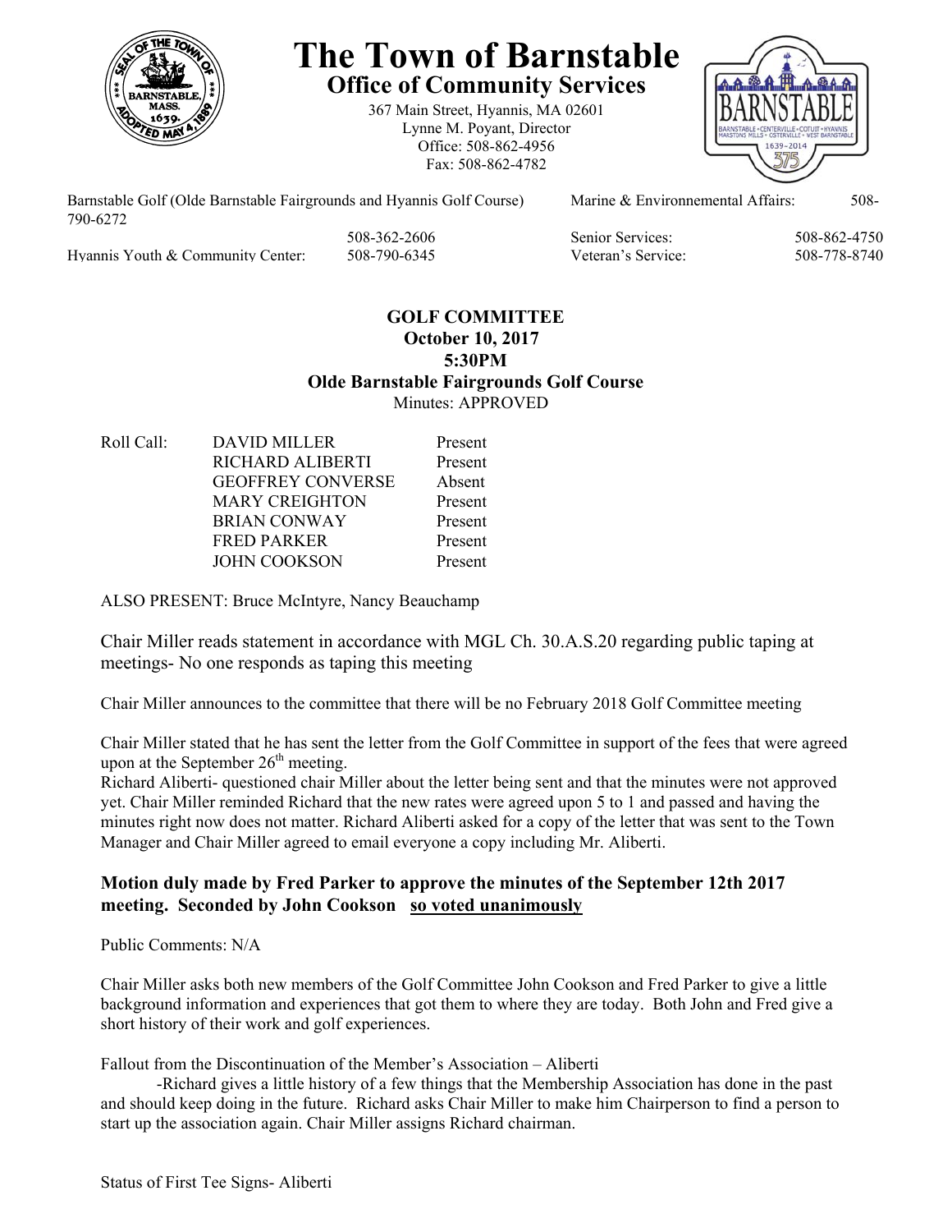# The Town of Barnstable

## Office of Community Services

367 Main Street, Hyannis, MA 02601
Lynne M. Poyant, Director
Office: 508-862-4956
Fax: 508-862-4782

| | | | |
|---|---|---|---|
| Barnstable Golf (Olde Barnstable Fairgrounds and Hyannis Golf Course) | 508-362-2606 | Marine & Environnemental Affairs: | 508-790-6272 |
| | | Senior Services: | 508-862-4750 |
| Hyannis Youth & Community Center: | 508-790-6345 | Veteran's Service: | 508-778-8740 |

**GOLF COMMITTEE**
**October 10, 2017**
**5:30PM**
**Olde Barnstable Fairgrounds Golf Course**
Minutes: APPROVED

| Roll Call: | | |
|---|---|---|
| | DAVID MILLER | Present |
| | RICHARD ALIBERTI | Present |
| | GEOFFREY CONVERSE | Absent |
| | MARY CREIGHTON | Present |
| | BRIAN CONWAY | Present |
| | FRED PARKER | Present |
| | JOHN COOKSON | Present |

ALSO PRESENT: Bruce McIntyre, Nancy Beauchamp

Chair Miller reads statement in accordance with MGL Ch. 30.A.S.20 regarding public taping at meetings- No one responds as taping this meeting

Chair Miller announces to the committee that there will be no February 2018 Golf Committee meeting

Chair Miller stated that he has sent the letter from the Golf Committee in support of the fees that were agreed upon at the September 26th meeting.
Richard Aliberti- questioned chair Miller about the letter being sent and that the minutes were not approved yet. Chair Miller reminded Richard that the new rates were agreed upon 5 to 1 and passed and having the minutes right now does not matter. Richard Aliberti asked for a copy of the letter that was sent to the Town Manager and Chair Miller agreed to email everyone a copy including Mr. Aliberti.

**Motion duly made by Fred Parker to approve the minutes of the September 12th 2017 meeting. Seconded by John Cookson so voted unanimously**

Public Comments: N/A

Chair Miller asks both new members of the Golf Committee John Cookson and Fred Parker to give a little background information and experiences that got them to where they are today. Both John and Fred give a short history of their work and golf experiences.

Fallout from the Discontinuation of the Member's Association – Aliberti

-Richard gives a little history of a few things that the Membership Association has done in the past and should keep doing in the future. Richard asks Chair Miller to make him Chairperson to find a person to start up the association again. Chair Miller assigns Richard chairman.

Status of First Tee Signs- Aliberti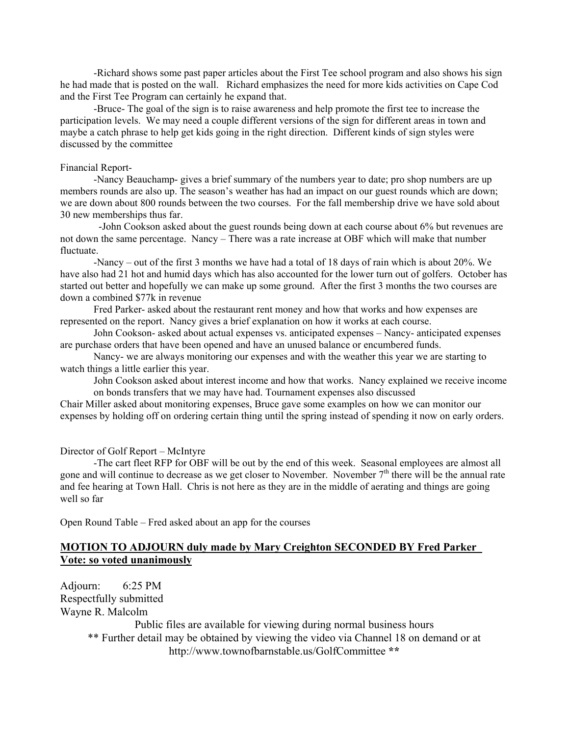-Richard shows some past paper articles about the First Tee school program and also shows his sign he had made that is posted on the wall. Richard emphasizes the need for more kids activities on Cape Cod and the First Tee Program can certainly he expand that.

-Bruce- The goal of the sign is to raise awareness and help promote the first tee to increase the participation levels. We may need a couple different versions of the sign for different areas in town and maybe a catch phrase to help get kids going in the right direction. Different kinds of sign styles were discussed by the committee

Financial Report-

-Nancy Beauchamp- gives a brief summary of the numbers year to date; pro shop numbers are up members rounds are also up. The season's weather has had an impact on our guest rounds which are down; we are down about 800 rounds between the two courses. For the fall membership drive we have sold about 30 new memberships thus far.

-John Cookson asked about the guest rounds being down at each course about 6% but revenues are not down the same percentage. Nancy – There was a rate increase at OBF which will make that number fluctuate.

-Nancy – out of the first 3 months we have had a total of 18 days of rain which is about 20%. We have also had 21 hot and humid days which has also accounted for the lower turn out of golfers. October has started out better and hopefully we can make up some ground. After the first 3 months the two courses are down a combined $77k in revenue

Fred Parker- asked about the restaurant rent money and how that works and how expenses are represented on the report. Nancy gives a brief explanation on how it works at each course.

John Cookson- asked about actual expenses vs. anticipated expenses – Nancy- anticipated expenses are purchase orders that have been opened and have an unused balance or encumbered funds.

Nancy- we are always monitoring our expenses and with the weather this year we are starting to watch things a little earlier this year.

John Cookson asked about interest income and how that works. Nancy explained we receive income on bonds transfers that we may have had. Tournament expenses also discussed

Chair Miller asked about monitoring expenses, Bruce gave some examples on how we can monitor our expenses by holding off on ordering certain thing until the spring instead of spending it now on early orders.

Director of Golf Report – McIntyre

-The cart fleet RFP for OBF will be out by the end of this week. Seasonal employees are almost all gone and will continue to decrease as we get closer to November. November 7th there will be the annual rate and fee hearing at Town Hall. Chris is not here as they are in the middle of aerating and things are going well so far

Open Round Table – Fred asked about an app for the courses

**MOTION TO ADJOURN duly made by Mary Creighton SECONDED BY Fred Parker**
**Vote: so voted unanimously**

Adjourn: 6:25 PM
Respectfully submitted
Wayne R. Malcolm

Public files are available for viewing during normal business hours
** Further detail may be obtained by viewing the video via Channel 18 on demand or at http://www.townofbarnstable.us/GolfCommittee **